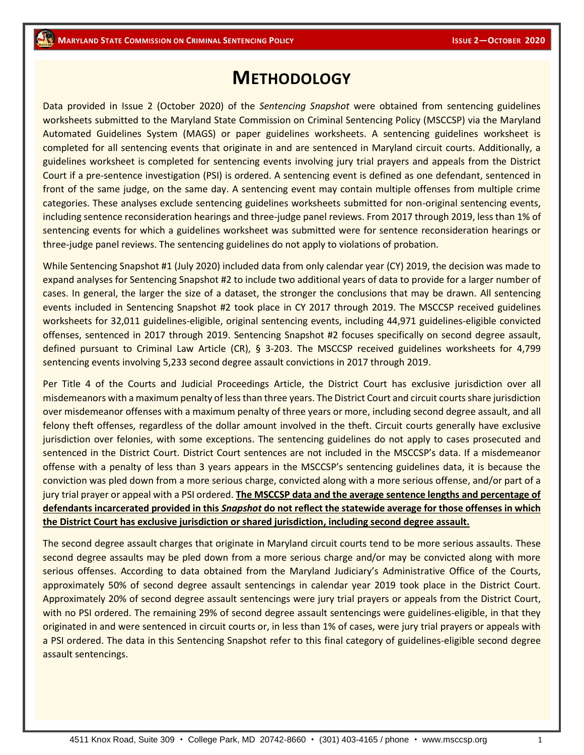# METHODOLOGY

Data provided in Issue 2 (October 2020) of the *Sentencing Snapshot* were obtained from sentencing guidelines worksheets submitted to the Maryland State Commission on Criminal Sentencing Policy (MSCCSP) via the Maryland Automated Guidelines System (MAGS) or paper guidelines worksheets. A sentencing guidelines worksheet is completed for all sentencing events that originate in and are sentenced in Maryland circuit courts. Additionally, a guidelines worksheet is completed for sentencing events involving jury trial prayers and appeals from the District Court if a pre-sentence investigation (PSI) is ordered. A sentencing event is defined as one defendant, sentenced in front of the same judge, on the same day. A sentencing event may contain multiple offenses from multiple crime categories. These analyses exclude sentencing guidelines worksheets submitted for non-original sentencing events, including sentence reconsideration hearings and three-judge panel reviews. From 2017 through 2019, less than 1% of sentencing events for which a guidelines worksheet was submitted were for sentence reconsideration hearings or three-judge panel reviews. The sentencing guidelines do not apply to violations of probation.

While Sentencing Snapshot #1 (July 2020) included data from only calendar year (CY) 2019, the decision was made to expand analyses for Sentencing Snapshot #2 to include two additional years of data to provide for a larger number of cases. In general, the larger the size of a dataset, the stronger the conclusions that may be drawn. All sentencing events included in Sentencing Snapshot #2 took place in CY 2017 through 2019. The MSCCSP received guidelines worksheets for 32,011 guidelines-eligible, original sentencing events, including 44,971 guidelines-eligible convicted offenses, sentenced in 2017 through 2019. Sentencing Snapshot #2 focuses specifically on second degree assault, defined pursuant to Criminal Law Article (CR), § 3-203. The MSCCSP received guidelines worksheets for 4,799 sentencing events involving 5,233 second degree assault convictions in 2017 through 2019.

Per Title 4 of the Courts and Judicial Proceedings Article, the District Court has exclusive jurisdiction over all misdemeanors with a maximum penalty of less than three years. The District Court and circuit courts share jurisdiction over misdemeanor offenses with a maximum penalty of three years or more, including second degree assault, and all felony theft offenses, regardless of the dollar amount involved in the theft. Circuit courts generally have exclusive jurisdiction over felonies, with some exceptions. The sentencing guidelines do not apply to cases prosecuted and sentenced in the District Court. District Court sentences are not included in the MSCCSP's data. If a misdemeanor offense with a penalty of less than 3 years appears in the MSCCSP's sentencing guidelines data, it is because the conviction was pled down from a more serious charge, convicted along with a more serious offense, and/or part of a jury trial prayer or appeal with a PSI ordered. **The MSCCSP data and the average sentence lengths and percentage of defendants incarcerated provided in this *Snapshot* do not reflect the statewide average for those offenses in which the District Court has exclusive jurisdiction or shared jurisdiction, including second degree assault.**

The second degree assault charges that originate in Maryland circuit courts tend to be more serious assaults. These second degree assaults may be pled down from a more serious charge and/or may be convicted along with more serious offenses. According to data obtained from the Maryland Judiciary's Administrative Office of the Courts, approximately 50% of second degree assault sentencings in calendar year 2019 took place in the District Court. Approximately 20% of second degree assault sentencings were jury trial prayers or appeals from the District Court, with no PSI ordered. The remaining 29% of second degree assault sentencings were guidelines-eligible, in that they originated in and were sentenced in circuit courts or, in less than 1% of cases, were jury trial prayers or appeals with a PSI ordered. The data in this Sentencing Snapshot refer to this final category of guidelines-eligible second degree assault sentencings.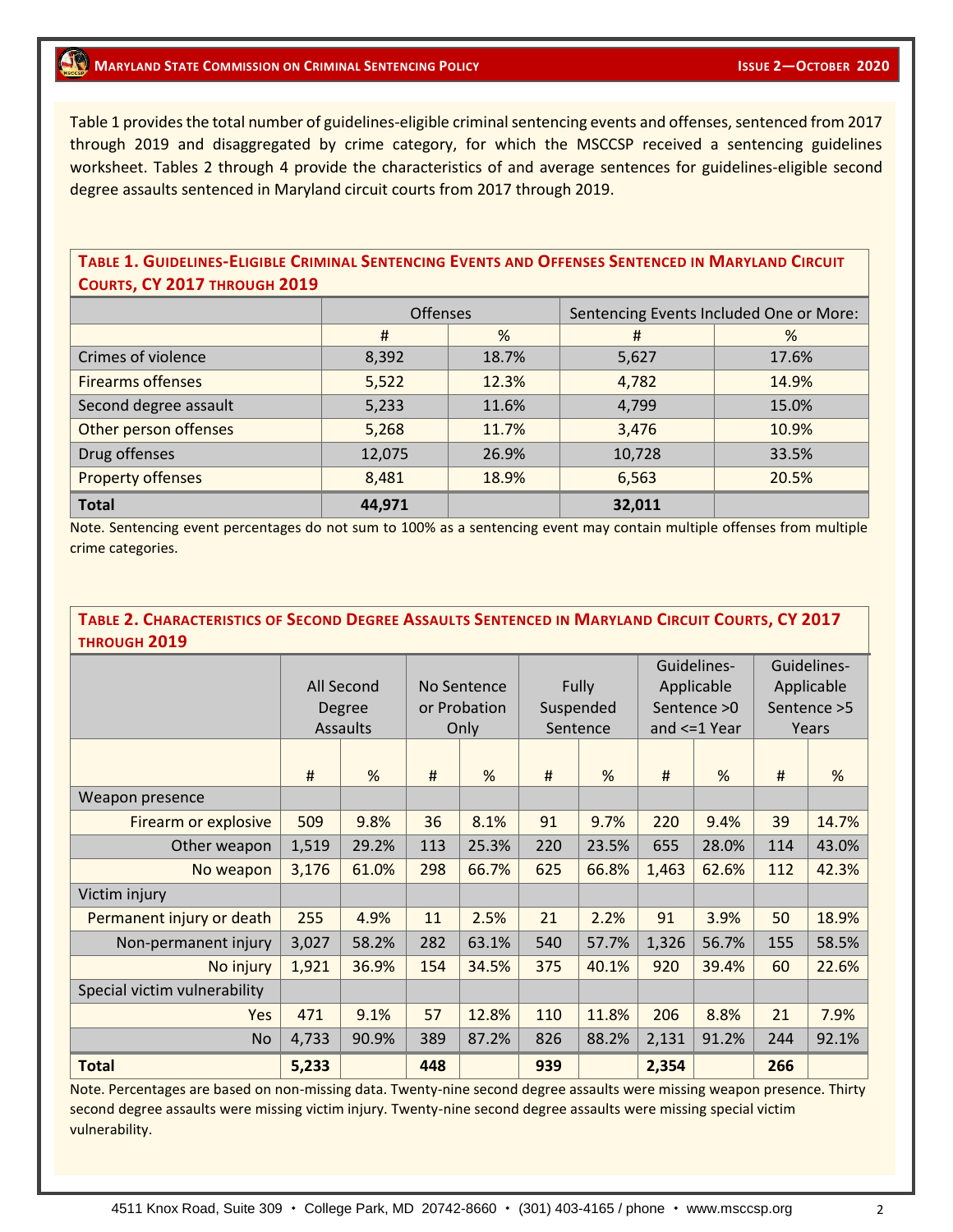Table 1 provides the total number of guidelines-eligible criminal sentencing events and offenses, sentenced from 2017 through 2019 and disaggregated by crime category, for which the MSCCSP received a sentencing guidelines worksheet. Tables 2 through 4 provide the characteristics of and average sentences for guidelines-eligible second degree assaults sentenced in Maryland circuit courts from 2017 through 2019.

### Table 1. Guidelines-Eligible Criminal Sentencing Events and Offenses Sentenced in Maryland Circuit Courts, CY 2017 through 2019

| | Offenses | | Sentencing Events Included One or More: | |
|---|---|---|---|---|
| | # | % | # | % |
| Crimes of violence | 8,392 | 18.7% | 5,627 | 17.6% |
| Firearms offenses | 5,522 | 12.3% | 4,782 | 14.9% |
| Second degree assault | 5,233 | 11.6% | 4,799 | 15.0% |
| Other person offenses | 5,268 | 11.7% | 3,476 | 10.9% |
| Drug offenses | 12,075 | 26.9% | 10,728 | 33.5% |
| Property offenses | 8,481 | 18.9% | 6,563 | 20.5% |
| **Total** | **44,971** | | **32,011** | |

Note. Sentencing event percentages do not sum to 100% as a sentencing event may contain multiple offenses from multiple crime categories.

### Table 2. Characteristics of Second Degree Assaults Sentenced in Maryland Circuit Courts, CY 2017 through 2019

| | All Second Degree Assaults | | No Sentence or Probation Only | | Fully Suspended Sentence | | Guidelines-Applicable Sentence >0 and <=1 Year | | Guidelines-Applicable Sentence >5 Years | |
|---|---|---|---|---|---|---|---|---|---|---|
| | # | % | # | % | # | % | # | % | # | % |
| Weapon presence | | | | | | | | | | |
| Firearm or explosive | 509 | 9.8% | 36 | 8.1% | 91 | 9.7% | 220 | 9.4% | 39 | 14.7% |
| Other weapon | 1,519 | 29.2% | 113 | 25.3% | 220 | 23.5% | 655 | 28.0% | 114 | 43.0% |
| No weapon | 3,176 | 61.0% | 298 | 66.7% | 625 | 66.8% | 1,463 | 62.6% | 112 | 42.3% |
| Victim injury | | | | | | | | | | |
| Permanent injury or death | 255 | 4.9% | 11 | 2.5% | 21 | 2.2% | 91 | 3.9% | 50 | 18.9% |
| Non-permanent injury | 3,027 | 58.2% | 282 | 63.1% | 540 | 57.7% | 1,326 | 56.7% | 155 | 58.5% |
| No injury | 1,921 | 36.9% | 154 | 34.5% | 375 | 40.1% | 920 | 39.4% | 60 | 22.6% |
| Special victim vulnerability | | | | | | | | | | |
| Yes | 471 | 9.1% | 57 | 12.8% | 110 | 11.8% | 206 | 8.8% | 21 | 7.9% |
| No | 4,733 | 90.9% | 389 | 87.2% | 826 | 88.2% | 2,131 | 91.2% | 244 | 92.1% |
| **Total** | **5,233** | | **448** | | **939** | | **2,354** | | **266** | |

Note. Percentages are based on non-missing data. Twenty-nine second degree assaults were missing weapon presence. Thirty second degree assaults were missing victim injury. Twenty-nine second degree assaults were missing special victim vulnerability.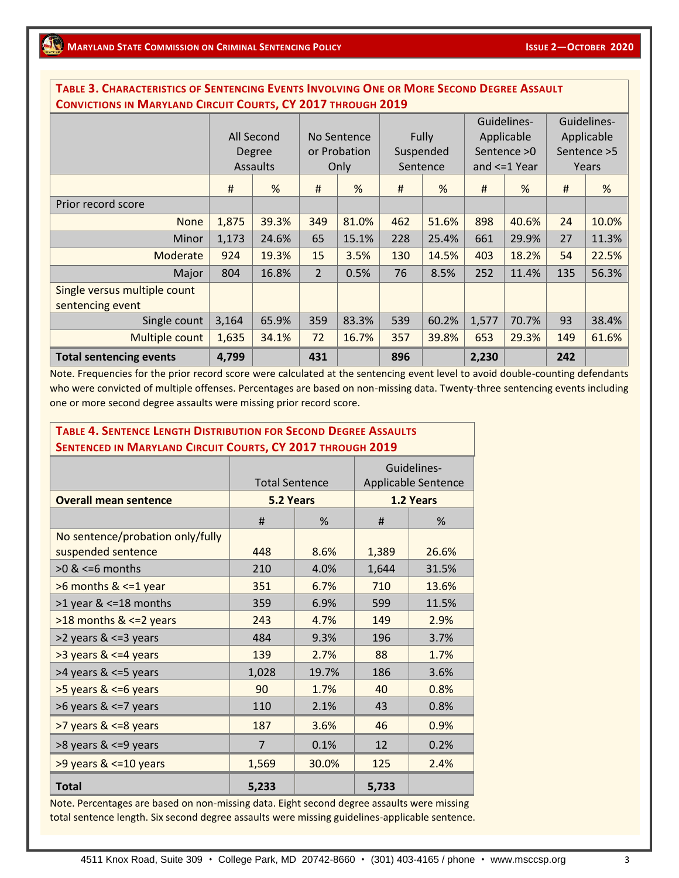**Table 3. Characteristics of Sentencing Events Involving One or More Second Degree Assault Convictions in Maryland Circuit Courts, CY 2017 through 2019**

| | All Second Degree Assaults | | No Sentence or Probation Only | | Fully Suspended Sentence | | Guidelines-Applicable Sentence >0 and <=1 Year | | Guidelines-Applicable Sentence >5 Years | |
|---|---|---|---|---|---|---|---|---|---|---|
| | # | % | # | % | # | % | # | % | # | % |
| Prior record score | | | | | | | | | | |
| None | 1,875 | 39.3% | 349 | 81.0% | 462 | 51.6% | 898 | 40.6% | 24 | 10.0% |
| Minor | 1,173 | 24.6% | 65 | 15.1% | 228 | 25.4% | 661 | 29.9% | 27 | 11.3% |
| Moderate | 924 | 19.3% | 15 | 3.5% | 130 | 14.5% | 403 | 18.2% | 54 | 22.5% |
| Major | 804 | 16.8% | 2 | 0.5% | 76 | 8.5% | 252 | 11.4% | 135 | 56.3% |
| Single versus multiple count sentencing event | | | | | | | | | | |
| Single count | 3,164 | 65.9% | 359 | 83.3% | 539 | 60.2% | 1,577 | 70.7% | 93 | 38.4% |
| Multiple count | 1,635 | 34.1% | 72 | 16.7% | 357 | 39.8% | 653 | 29.3% | 149 | 61.6% |
| **Total sentencing events** | **4,799** | | **431** | | **896** | | **2,230** | | **242** | |

Note. Frequencies for the prior record score were calculated at the sentencing event level to avoid double-counting defendants who were convicted of multiple offenses. Percentages are based on non-missing data. Twenty-three sentencing events including one or more second degree assaults were missing prior record score.

**Table 4. Sentence Length Distribution for Second Degree Assaults Sentenced in Maryland Circuit Courts, CY 2017 through 2019**

| | Total Sentence | | Guidelines-Applicable Sentence | |
|---|---|---|---|---|
| **Overall mean sentence** | **5.2 Years** | | **1.2 Years** | |
| | # | % | # | % |
| No sentence/probation only/fully suspended sentence | 448 | 8.6% | 1,389 | 26.6% |
| >0 & <=6 months | 210 | 4.0% | 1,644 | 31.5% |
| >6 months & <=1 year | 351 | 6.7% | 710 | 13.6% |
| >1 year & <=18 months | 359 | 6.9% | 599 | 11.5% |
| >18 months & <=2 years | 243 | 4.7% | 149 | 2.9% |
| >2 years & <=3 years | 484 | 9.3% | 196 | 3.7% |
| >3 years & <=4 years | 139 | 2.7% | 88 | 1.7% |
| >4 years & <=5 years | 1,028 | 19.7% | 186 | 3.6% |
| >5 years & <=6 years | 90 | 1.7% | 40 | 0.8% |
| >6 years & <=7 years | 110 | 2.1% | 43 | 0.8% |
| >7 years & <=8 years | 187 | 3.6% | 46 | 0.9% |
| >8 years & <=9 years | 7 | 0.1% | 12 | 0.2% |
| >9 years & <=10 years | 1,569 | 30.0% | 125 | 2.4% |
| **Total** | **5,233** | | **5,733** | |

Note. Percentages are based on non-missing data. Eight second degree assaults were missing total sentence length. Six second degree assaults were missing guidelines-applicable sentence.